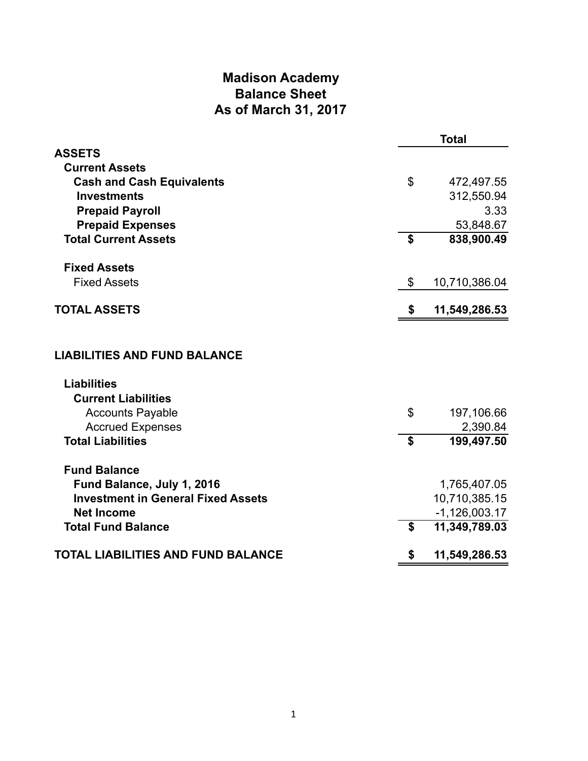# Madison Academy
## Balance Sheet
### As of March 31, 2017

| | | Total |
|---|---|---|
| **ASSETS** | | |
| **Current Assets** | | |
| **Cash and Cash Equivalents** | $ | 472,497.55 |
| **Investments** | | 312,550.94 |
| **Prepaid Payroll** | | 3.33 |
| **Prepaid Expenses** | | 53,848.67 |
| **Total Current Assets** | **$** | **838,900.49** |
| | | |
| **Fixed Assets** | | |
| Fixed Assets | $ | 10,710,386.04 |
| | | |
| **TOTAL ASSETS** | **$** | **11,549,286.53** |
| | | |
| **LIABILITIES AND FUND BALANCE** | | |
| | | |
| **Liabilities** | | |
| **Current Liabilities** | | |
| Accounts Payable | $ | 197,106.66 |
| Accrued Expenses | | 2,390.84 |
| **Total Liabilities** | **$** | **199,497.50** |
| | | |
| **Fund Balance** | | |
| **Fund Balance, July 1, 2016** | | 1,765,407.05 |
| **Investment in General Fixed Assets** | | 10,710,385.15 |
| **Net Income** | | -1,126,003.17 |
| **Total Fund Balance** | **$** | **11,349,789.03** |
| | | |
| **TOTAL LIABILITIES AND FUND BALANCE** | **$** | **11,549,286.53** |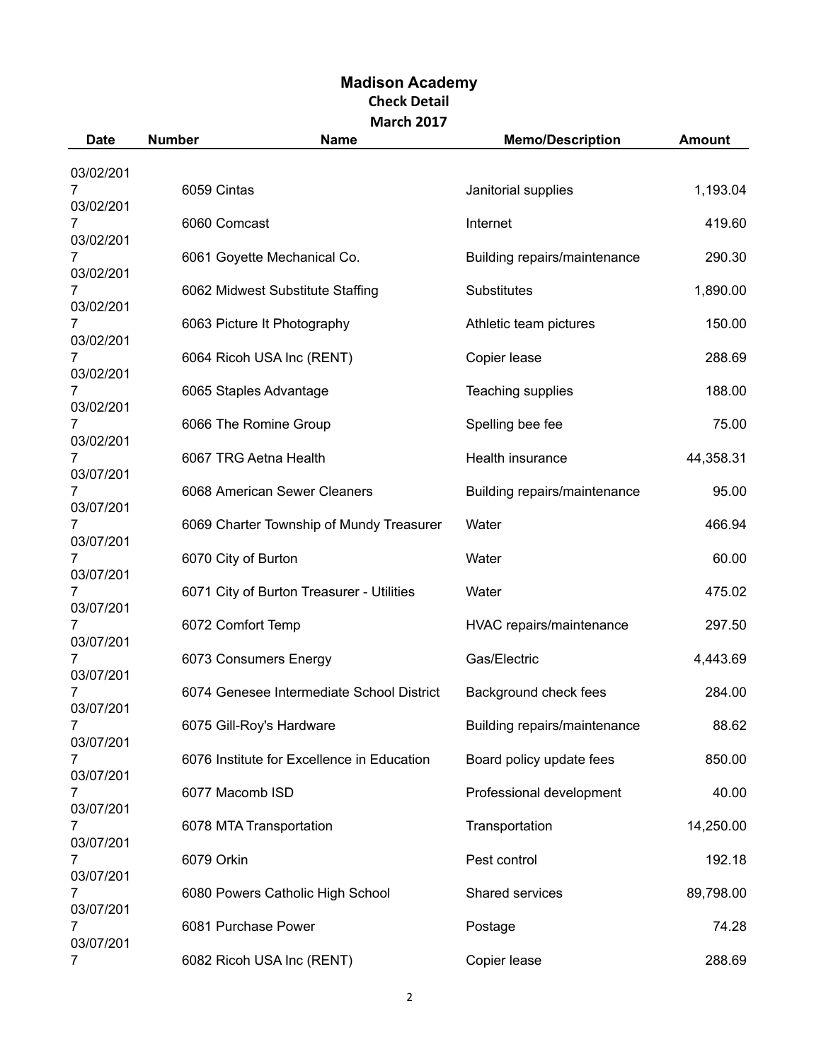# Madison Academy

## Check Detail

## March 2017

| Date | Number | Name | Memo/Description | Amount |
|---|---|---|---|---|
| 03/02/2017 | 6059 | Cintas | Janitorial supplies | 1,193.04 |
| 03/02/2017 | 6060 | Comcast | Internet | 419.60 |
| 03/02/2017 | 6061 | Goyette Mechanical Co. | Building repairs/maintenance | 290.30 |
| 03/02/2017 | 6062 | Midwest Substitute Staffing | Substitutes | 1,890.00 |
| 03/02/2017 | 6063 | Picture It Photography | Athletic team pictures | 150.00 |
| 03/02/2017 | 6064 | Ricoh USA Inc (RENT) | Copier lease | 288.69 |
| 03/02/2017 | 6065 | Staples Advantage | Teaching supplies | 188.00 |
| 03/02/2017 | 6066 | The Romine Group | Spelling bee fee | 75.00 |
| 03/02/2017 | 6067 | TRG Aetna Health | Health insurance | 44,358.31 |
| 03/07/2017 | 6068 | American Sewer Cleaners | Building repairs/maintenance | 95.00 |
| 03/07/2017 | 6069 | Charter Township of Mundy Treasurer | Water | 466.94 |
| 03/07/2017 | 6070 | City of Burton | Water | 60.00 |
| 03/07/2017 | 6071 | City of Burton Treasurer - Utilities | Water | 475.02 |
| 03/07/2017 | 6072 | Comfort Temp | HVAC repairs/maintenance | 297.50 |
| 03/07/2017 | 6073 | Consumers Energy | Gas/Electric | 4,443.69 |
| 03/07/2017 | 6074 | Genesee Intermediate School District | Background check fees | 284.00 |
| 03/07/2017 | 6075 | Gill-Roy's Hardware | Building repairs/maintenance | 88.62 |
| 03/07/2017 | 6076 | Institute for Excellence in Education | Board policy update fees | 850.00 |
| 03/07/2017 | 6077 | Macomb ISD | Professional development | 40.00 |
| 03/07/2017 | 6078 | MTA Transportation | Transportation | 14,250.00 |
| 03/07/2017 | 6079 | Orkin | Pest control | 192.18 |
| 03/07/2017 | 6080 | Powers Catholic High School | Shared services | 89,798.00 |
| 03/07/2017 | 6081 | Purchase Power | Postage | 74.28 |
| 03/07/2017 | 6082 | Ricoh USA Inc (RENT) | Copier lease | 288.69 |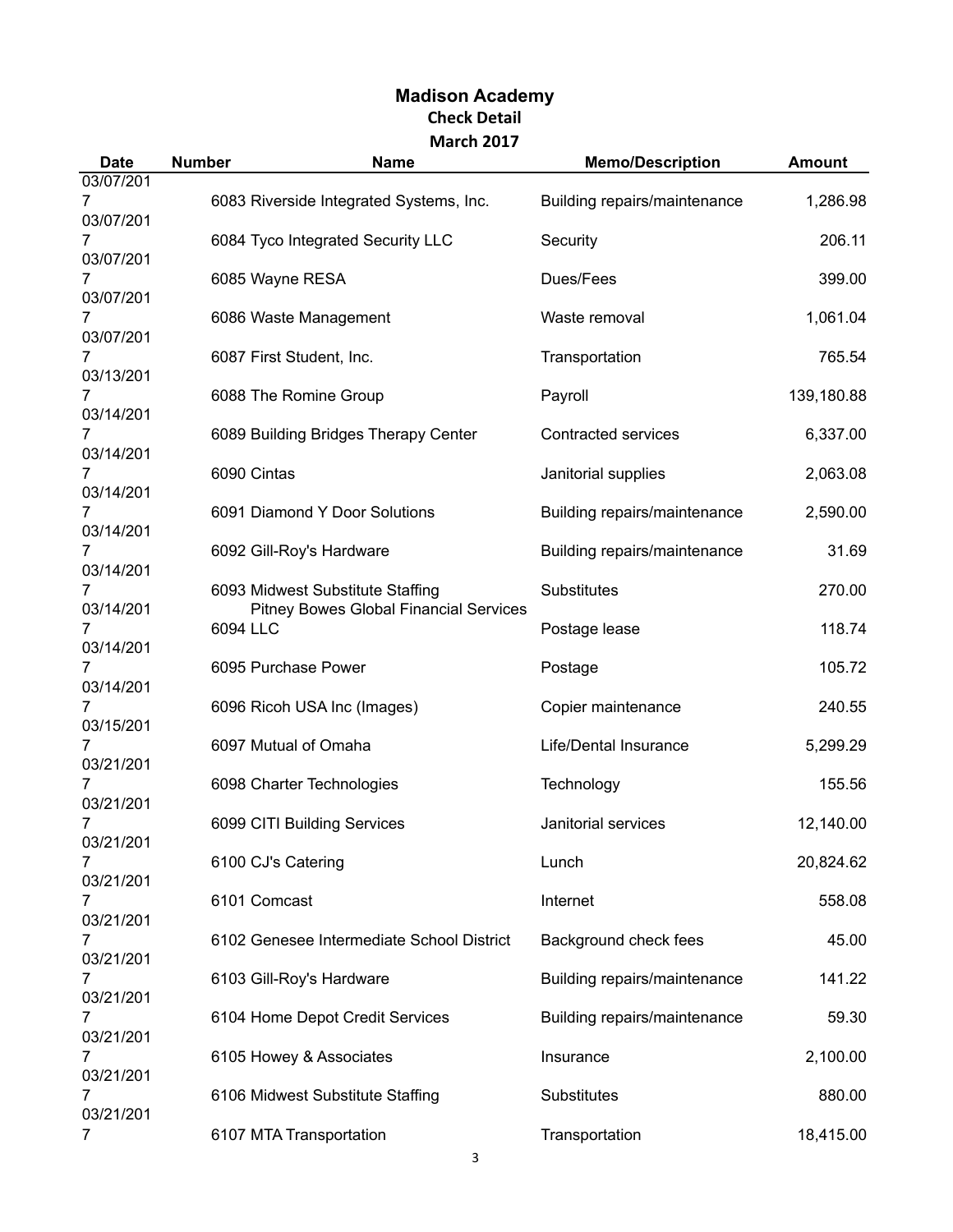# Madison Academy

## Check Detail

## March 2017

| Date | Number | Name | Memo/Description | Amount |
|---|---|---|---|---|
| 03/07/2017 | 6083 | Riverside Integrated Systems, Inc. | Building repairs/maintenance | 1,286.98 |
| 03/07/2017 | 6084 | Tyco Integrated Security LLC | Security | 206.11 |
| 03/07/2017 | 6085 | Wayne RESA | Dues/Fees | 399.00 |
| 03/07/2017 | 6086 | Waste Management | Waste removal | 1,061.04 |
| 03/07/2017 | 6087 | First Student, Inc. | Transportation | 765.54 |
| 03/13/2017 | 6088 | The Romine Group | Payroll | 139,180.88 |
| 03/14/2017 | 6089 | Building Bridges Therapy Center | Contracted services | 6,337.00 |
| 03/14/2017 | 6090 | Cintas | Janitorial supplies | 2,063.08 |
| 03/14/2017 | 6091 | Diamond Y Door Solutions | Building repairs/maintenance | 2,590.00 |
| 03/14/2017 | 6092 | Gill-Roy's Hardware | Building repairs/maintenance | 31.69 |
| 03/14/2017 | 6093 | Midwest Substitute Staffing | Substitutes | 270.00 |
| 03/14/2017 | 6094 | Pitney Bowes Global Financial Services LLC | Postage lease | 118.74 |
| 03/14/2017 | 6095 | Purchase Power | Postage | 105.72 |
| 03/14/2017 | 6096 | Ricoh USA Inc (Images) | Copier maintenance | 240.55 |
| 03/15/2017 | 6097 | Mutual of Omaha | Life/Dental Insurance | 5,299.29 |
| 03/21/2017 | 6098 | Charter Technologies | Technology | 155.56 |
| 03/21/2017 | 6099 | CITI Building Services | Janitorial services | 12,140.00 |
| 03/21/2017 | 6100 | CJ's Catering | Lunch | 20,824.62 |
| 03/21/2017 | 6101 | Comcast | Internet | 558.08 |
| 03/21/2017 | 6102 | Genesee Intermediate School District | Background check fees | 45.00 |
| 03/21/2017 | 6103 | Gill-Roy's Hardware | Building repairs/maintenance | 141.22 |
| 03/21/2017 | 6104 | Home Depot Credit Services | Building repairs/maintenance | 59.30 |
| 03/21/2017 | 6105 | Howey & Associates | Insurance | 2,100.00 |
| 03/21/2017 | 6106 | Midwest Substitute Staffing | Substitutes | 880.00 |
| 03/21/2017 | 6107 | MTA Transportation | Transportation | 18,415.00 |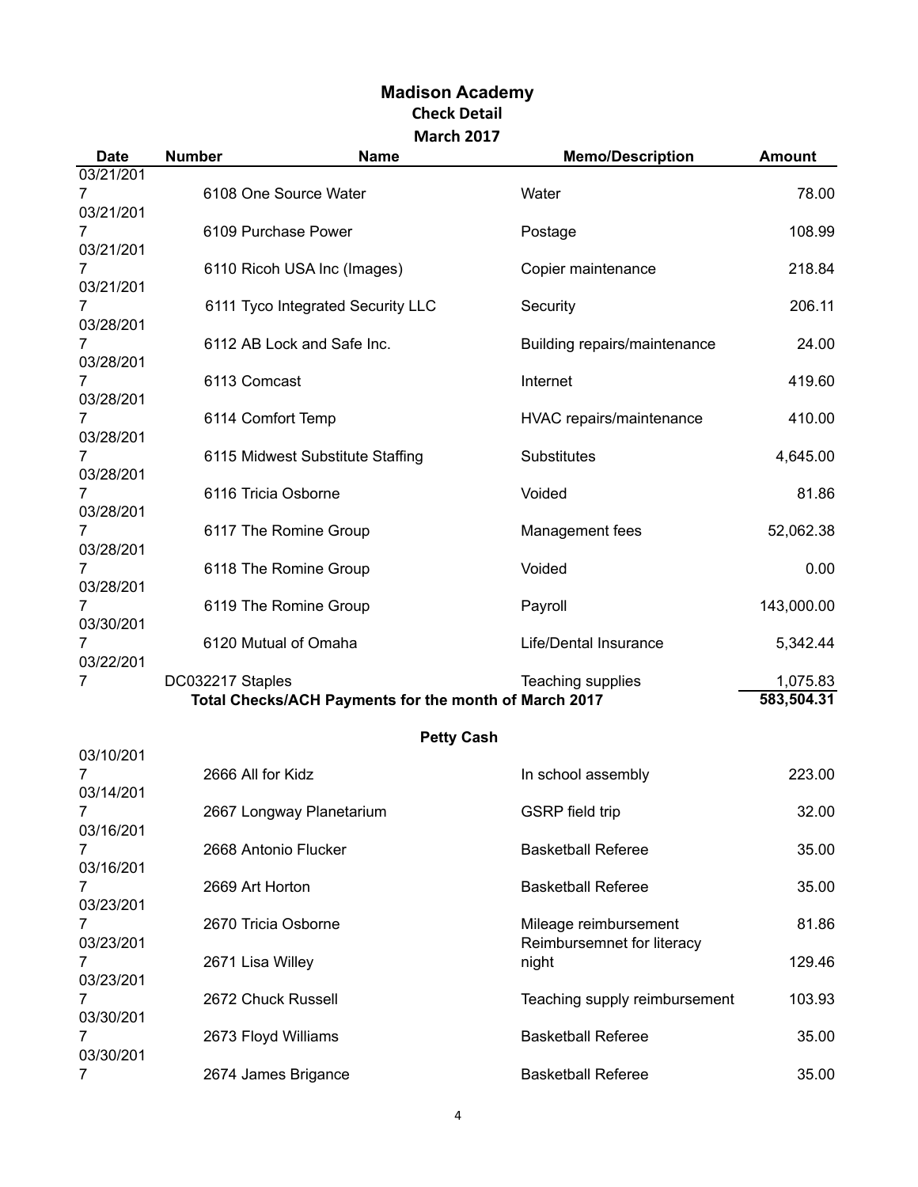# Madison Academy

## Check Detail

### March 2017

| Date | Number | Name | Memo/Description | Amount |
|---|---|---|---|---|
| 03/21/2017 | 6108 | One Source Water | Water | 78.00 |
| 03/21/2017 | 6109 | Purchase Power | Postage | 108.99 |
| 03/21/2017 | 6110 | Ricoh USA Inc (Images) | Copier maintenance | 218.84 |
| 03/21/2017 | 6111 | Tyco Integrated Security LLC | Security | 206.11 |
| 03/28/2017 | 6112 | AB Lock and Safe Inc. | Building repairs/maintenance | 24.00 |
| 03/28/2017 | 6113 | Comcast | Internet | 419.60 |
| 03/28/2017 | 6114 | Comfort Temp | HVAC repairs/maintenance | 410.00 |
| 03/28/2017 | 6115 | Midwest Substitute Staffing | Substitutes | 4,645.00 |
| 03/28/2017 | 6116 | Tricia Osborne | Voided | 81.86 |
| 03/28/2017 | 6117 | The Romine Group | Management fees | 52,062.38 |
| 03/28/2017 | 6118 | The Romine Group | Voided | 0.00 |
| 03/28/2017 | 6119 | The Romine Group | Payroll | 143,000.00 |
| 03/30/2017 | 6120 | Mutual of Omaha | Life/Dental Insurance | 5,342.44 |
| 03/22/2017 | DC032217 | Staples | Teaching supplies | 1,075.83 |
| | | **Total Checks/ACH Payments for the month of March 2017** | | **583,504.31** |

**Petty Cash**

| Date | Number | Name | Memo/Description | Amount |
|---|---|---|---|---|
| 03/10/2017 | 2666 | All for Kidz | In school assembly | 223.00 |
| 03/14/2017 | 2667 | Longway Planetarium | GSRP field trip | 32.00 |
| 03/16/2017 | 2668 | Antonio Flucker | Basketball Referee | 35.00 |
| 03/16/2017 | 2669 | Art Horton | Basketball Referee | 35.00 |
| 03/23/2017 | 2670 | Tricia Osborne | Mileage reimbursement | 81.86 |
| 03/23/2017 | 2671 | Lisa Willey | Reimbursemnet for literacy night | 129.46 |
| 03/23/2017 | 2672 | Chuck Russell | Teaching supply reimbursement | 103.93 |
| 03/30/2017 | 2673 | Floyd Williams | Basketball Referee | 35.00 |
| 03/30/2017 | 2674 | James Brigance | Basketball Referee | 35.00 |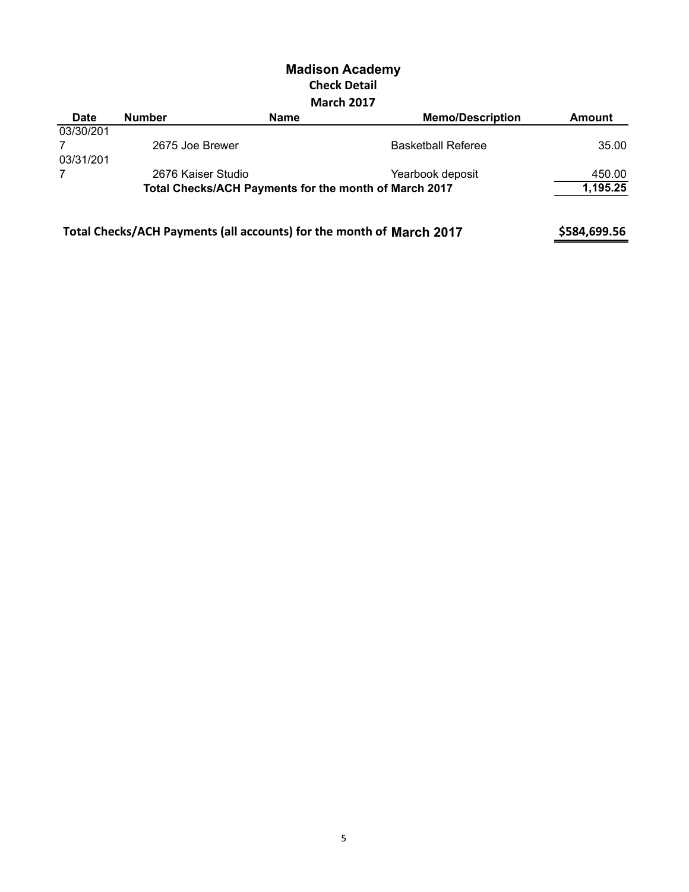# Madison Academy

## Check Detail

## March 2017

| Date | Number | Name | Memo/Description | Amount |
|---|---|---|---|---|
| 03/30/2017 | 2675 | Joe Brewer | Basketball Referee | 35.00 |
| 03/31/2017 | 2676 | Kaiser Studio | Yearbook deposit | 450.00 |
| | | **Total Checks/ACH Payments for the month of March 2017** | | **1,195.25** |

**Total Checks/ACH Payments (all accounts) for the month of March 2017** **$584,699.56**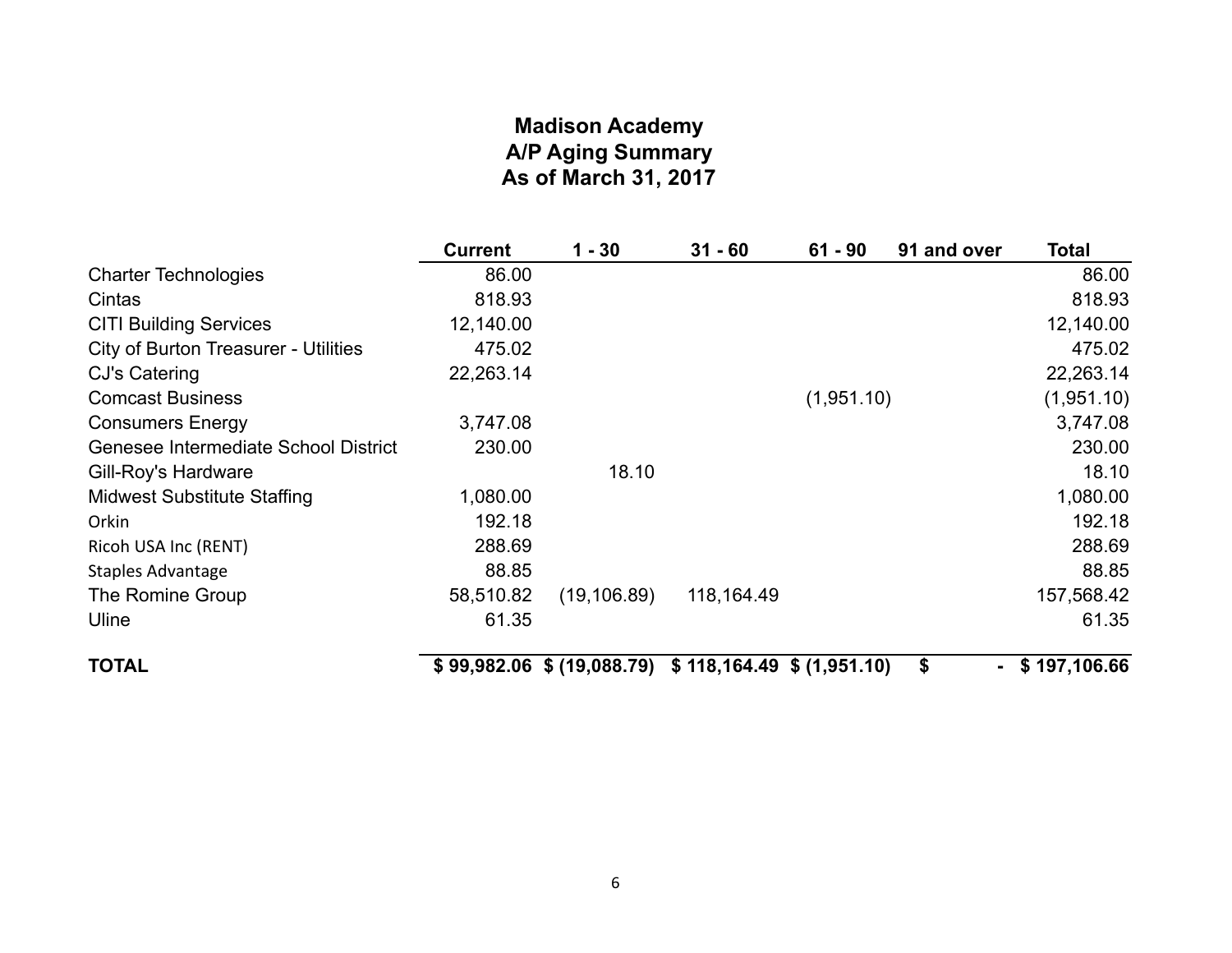# Madison Academy
## A/P Aging Summary
## As of March 31, 2017

| | Current | 1 - 30 | 31 - 60 | 61 - 90 | 91 and over | Total |
|---|---|---|---|---|---|---|
| Charter Technologies | 86.00 | | | | | 86.00 |
| Cintas | 818.93 | | | | | 818.93 |
| CITI Building Services | 12,140.00 | | | | | 12,140.00 |
| City of Burton Treasurer - Utilities | 475.02 | | | | | 475.02 |
| CJ's Catering | 22,263.14 | | | | | 22,263.14 |
| Comcast Business | | | | (1,951.10) | | (1,951.10) |
| Consumers Energy | 3,747.08 | | | | | 3,747.08 |
| Genesee Intermediate School District | 230.00 | | | | | 230.00 |
| Gill-Roy's Hardware | | 18.10 | | | | 18.10 |
| Midwest Substitute Staffing | 1,080.00 | | | | | 1,080.00 |
| Orkin | 192.18 | | | | | 192.18 |
| Ricoh USA Inc (RENT) | 288.69 | | | | | 288.69 |
| Staples Advantage | 88.85 | | | | | 88.85 |
| The Romine Group | 58,510.82 | (19,106.89) | 118,164.49 | | | 157,568.42 |
| Uline | 61.35 | | | | | 61.35 |
| **TOTAL** | **$ 99,982.06** | **$ (19,088.79)** | **$ 118,164.49** | **$ (1,951.10)** | **$ -** | **$ 197,106.66** |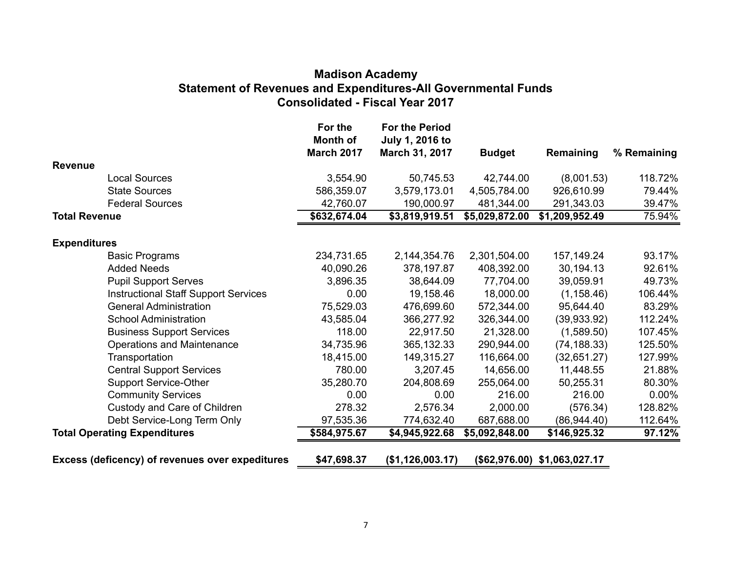# Madison Academy
## Statement of Revenues and Expenditures-All Governmental Funds
## Consolidated - Fiscal Year 2017

| | For the Month of March 2017 | For the Period July 1, 2016 to March 31, 2017 | Budget | Remaining | % Remaining |
|---|---|---|---|---|---|
| **Revenue** | | | | | |
| Local Sources | 3,554.90 | 50,745.53 | 42,744.00 | (8,001.53) | 118.72% |
| State Sources | 586,359.07 | 3,579,173.01 | 4,505,784.00 | 926,610.99 | 79.44% |
| Federal Sources | 42,760.07 | 190,000.97 | 481,344.00 | 291,343.03 | 39.47% |
| **Total Revenue** | **$632,674.04** | **$3,819,919.51** | **$5,029,872.00** | **$1,209,952.49** | 75.94% |
| **Expenditures** | | | | | |
| Basic Programs | 234,731.65 | 2,144,354.76 | 2,301,504.00 | 157,149.24 | 93.17% |
| Added Needs | 40,090.26 | 378,197.87 | 408,392.00 | 30,194.13 | 92.61% |
| Pupil Support Serves | 3,896.35 | 38,644.09 | 77,704.00 | 39,059.91 | 49.73% |
| Instructional Staff Support Services | 0.00 | 19,158.46 | 18,000.00 | (1,158.46) | 106.44% |
| General Administration | 75,529.03 | 476,699.60 | 572,344.00 | 95,644.40 | 83.29% |
| School Administration | 43,585.04 | 366,277.92 | 326,344.00 | (39,933.92) | 112.24% |
| Business Support Services | 118.00 | 22,917.50 | 21,328.00 | (1,589.50) | 107.45% |
| Operations and Maintenance | 34,735.96 | 365,132.33 | 290,944.00 | (74,188.33) | 125.50% |
| Transportation | 18,415.00 | 149,315.27 | 116,664.00 | (32,651.27) | 127.99% |
| Central Support Services | 780.00 | 3,207.45 | 14,656.00 | 11,448.55 | 21.88% |
| Support Service-Other | 35,280.70 | 204,808.69 | 255,064.00 | 50,255.31 | 80.30% |
| Community Services | 0.00 | 0.00 | 216.00 | 216.00 | 0.00% |
| Custody and Care of Children | 278.32 | 2,576.34 | 2,000.00 | (576.34) | 128.82% |
| Debt Service-Long Term Only | 97,535.36 | 774,632.40 | 687,688.00 | (86,944.40) | 112.64% |
| **Total Operating Expenditures** | **$584,975.67** | **$4,945,922.68** | **$5,092,848.00** | **$146,925.32** | **97.12%** |
| **Excess (deficency) of revenues over expeditures** | **$47,698.37** | **($1,126,003.17)** | **($62,976.00)** | **$1,063,027.17** | |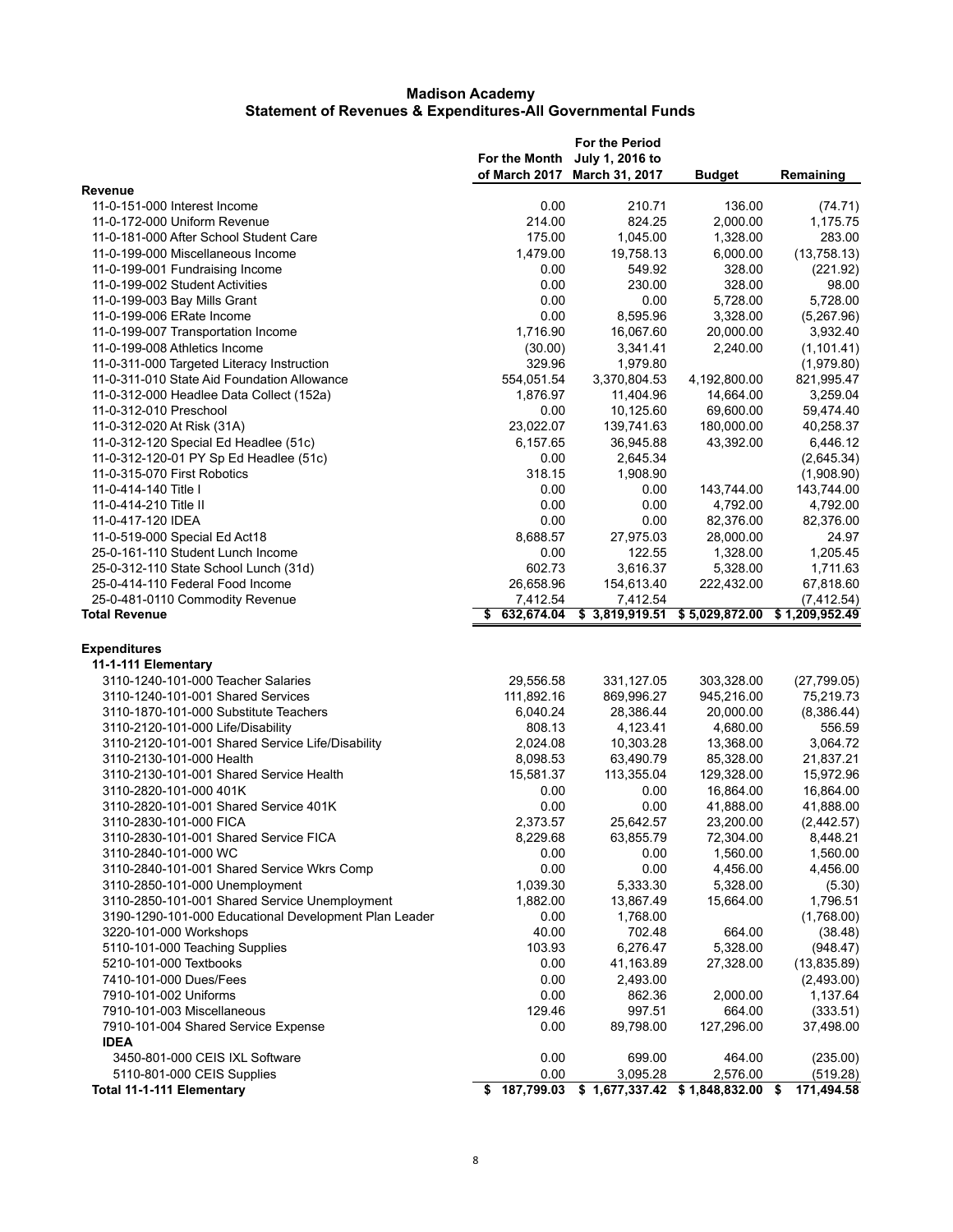# Madison Academy
## Statement of Revenues & Expenditures-All Governmental Funds

| | For the Month of March 2017 | For the Period July 1, 2016 to March 31, 2017 | Budget | Remaining |
|---|---|---|---|---|
| **Revenue** | | | | |
| 11-0-151-000 Interest Income | 0.00 | 210.71 | 136.00 | (74.71) |
| 11-0-172-000 Uniform Revenue | 214.00 | 824.25 | 2,000.00 | 1,175.75 |
| 11-0-181-000 After School Student Care | 175.00 | 1,045.00 | 1,328.00 | 283.00 |
| 11-0-199-000 Miscellaneous Income | 1,479.00 | 19,758.13 | 6,000.00 | (13,758.13) |
| 11-0-199-001 Fundraising Income | 0.00 | 549.92 | 328.00 | (221.92) |
| 11-0-199-002 Student Activities | 0.00 | 230.00 | 328.00 | 98.00 |
| 11-0-199-003 Bay Mills Grant | 0.00 | 0.00 | 5,728.00 | 5,728.00 |
| 11-0-199-006 ERate Income | 0.00 | 8,595.96 | 3,328.00 | (5,267.96) |
| 11-0-199-007 Transportation Income | 1,716.90 | 16,067.60 | 20,000.00 | 3,932.40 |
| 11-0-199-008 Athletics Income | (30.00) | 3,341.41 | 2,240.00 | (1,101.41) |
| 11-0-311-000 Targeted Literacy Instruction | 329.96 | 1,979.80 | | (1,979.80) |
| 11-0-311-010 State Aid Foundation Allowance | 554,051.54 | 3,370,804.53 | 4,192,800.00 | 821,995.47 |
| 11-0-312-000 Headlee Data Collect (152a) | 1,876.97 | 11,404.96 | 14,664.00 | 3,259.04 |
| 11-0-312-010 Preschool | 0.00 | 10,125.60 | 69,600.00 | 59,474.40 |
| 11-0-312-020 At Risk (31A) | 23,022.07 | 139,741.63 | 180,000.00 | 40,258.37 |
| 11-0-312-120 Special Ed Headlee (51c) | 6,157.65 | 36,945.88 | 43,392.00 | 6,446.12 |
| 11-0-312-120-01 PY Sp Ed Headlee (51c) | 0.00 | 2,645.34 | | (2,645.34) |
| 11-0-315-070 First Robotics | 318.15 | 1,908.90 | | (1,908.90) |
| 11-0-414-140 Title I | 0.00 | 0.00 | 143,744.00 | 143,744.00 |
| 11-0-414-210 Title II | 0.00 | 0.00 | 4,792.00 | 4,792.00 |
| 11-0-417-120 IDEA | 0.00 | 0.00 | 82,376.00 | 82,376.00 |
| 11-0-519-000 Special Ed Act18 | 8,688.57 | 27,975.03 | 28,000.00 | 24.97 |
| 25-0-161-110 Student Lunch Income | 0.00 | 122.55 | 1,328.00 | 1,205.45 |
| 25-0-312-110 State School Lunch (31d) | 602.73 | 3,616.37 | 5,328.00 | 1,711.63 |
| 25-0-414-110 Federal Food Income | 26,658.96 | 154,613.40 | 222,432.00 | 67,818.60 |
| 25-0-481-0110 Commodity Revenue | 7,412.54 | 7,412.54 | | (7,412.54) |
| **Total Revenue** | $ 632,674.04 | $ 3,819,919.51 | $ 5,029,872.00 | $ 1,209,952.49 |
| | | | | |
| **Expenditures** | | | | |
| **11-1-111 Elementary** | | | | |
| 3110-1240-101-000 Teacher Salaries | 29,556.58 | 331,127.05 | 303,328.00 | (27,799.05) |
| 3110-1240-101-001 Shared Services | 111,892.16 | 869,996.27 | 945,216.00 | 75,219.73 |
| 3110-1870-101-000 Substitute Teachers | 6,040.24 | 28,386.44 | 20,000.00 | (8,386.44) |
| 3110-2120-101-000 Life/Disability | 808.13 | 4,123.41 | 4,680.00 | 556.59 |
| 3110-2120-101-001 Shared Service Life/Disability | 2,024.08 | 10,303.28 | 13,368.00 | 3,064.72 |
| 3110-2130-101-000 Health | 8,098.53 | 63,490.79 | 85,328.00 | 21,837.21 |
| 3110-2130-101-001 Shared Service Health | 15,581.37 | 113,355.04 | 129,328.00 | 15,972.96 |
| 3110-2820-101-000 401K | 0.00 | 0.00 | 16,864.00 | 16,864.00 |
| 3110-2820-101-001 Shared Service 401K | 0.00 | 0.00 | 41,888.00 | 41,888.00 |
| 3110-2830-101-000 FICA | 2,373.57 | 25,642.57 | 23,200.00 | (2,442.57) |
| 3110-2830-101-001 Shared Service FICA | 8,229.68 | 63,855.79 | 72,304.00 | 8,448.21 |
| 3110-2840-101-000 WC | 0.00 | 0.00 | 1,560.00 | 1,560.00 |
| 3110-2840-101-001 Shared Service Wkrs Comp | 0.00 | 0.00 | 4,456.00 | 4,456.00 |
| 3110-2850-101-000 Unemployment | 1,039.30 | 5,333.30 | 5,328.00 | (5.30) |
| 3110-2850-101-001 Shared Service Unemployment | 1,882.00 | 13,867.49 | 15,664.00 | 1,796.51 |
| 3190-1290-101-000 Educational Development Plan Leader | 0.00 | 1,768.00 | | (1,768.00) |
| 3220-101-000 Workshops | 40.00 | 702.48 | 664.00 | (38.48) |
| 5110-101-000 Teaching Supplies | 103.93 | 6,276.47 | 5,328.00 | (948.47) |
| 5210-101-000 Textbooks | 0.00 | 41,163.89 | 27,328.00 | (13,835.89) |
| 7410-101-000 Dues/Fees | 0.00 | 2,493.00 | | (2,493.00) |
| 7910-101-002 Uniforms | 0.00 | 862.36 | 2,000.00 | 1,137.64 |
| 7910-101-003 Miscellaneous | 129.46 | 997.51 | 664.00 | (333.51) |
| 7910-101-004 Shared Service Expense | 0.00 | 89,798.00 | 127,296.00 | 37,498.00 |
| **IDEA** | | | | |
| 3450-801-000 CEIS IXL Software | 0.00 | 699.00 | 464.00 | (235.00) |
| 5110-801-000 CEIS Supplies | 0.00 | 3,095.28 | 2,576.00 | (519.28) |
| **Total 11-1-111 Elementary** | $ 187,799.03 | $ 1,677,337.42 | $ 1,848,832.00 | $ 171,494.58 |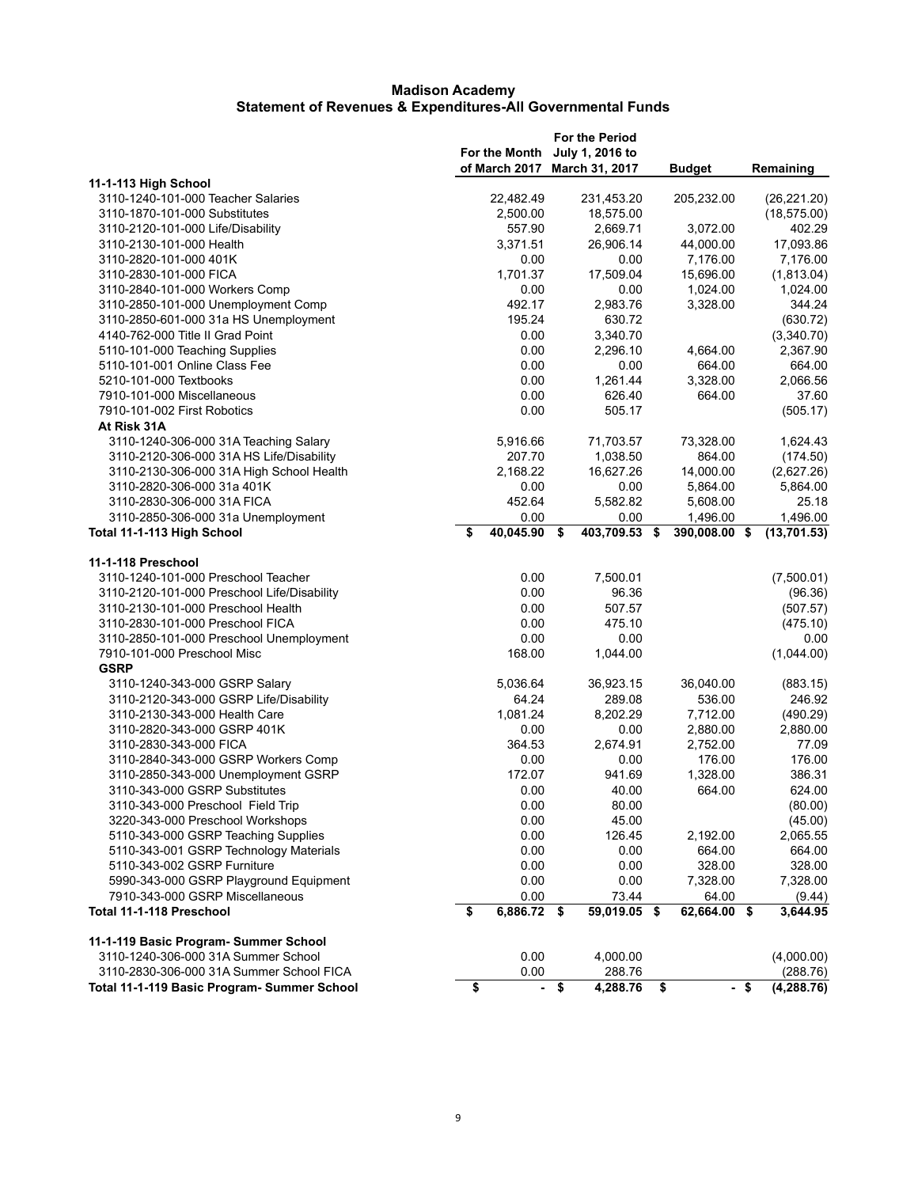# Madison Academy
## Statement of Revenues & Expenditures-All Governmental Funds

| | For the Month of March 2017 | For the Period July 1, 2016 to March 31, 2017 | Budget | Remaining |
|---|---|---|---|---|
| **11-1-113 High School** | | | | |
| 3110-1240-101-000 Teacher Salaries | 22,482.49 | 231,453.20 | 205,232.00 | (26,221.20) |
| 3110-1870-101-000 Substitutes | 2,500.00 | 18,575.00 | | (18,575.00) |
| 3110-2120-101-000 Life/Disability | 557.90 | 2,669.71 | 3,072.00 | 402.29 |
| 3110-2130-101-000 Health | 3,371.51 | 26,906.14 | 44,000.00 | 17,093.86 |
| 3110-2820-101-000 401K | 0.00 | 0.00 | 7,176.00 | 7,176.00 |
| 3110-2830-101-000 FICA | 1,701.37 | 17,509.04 | 15,696.00 | (1,813.04) |
| 3110-2840-101-000 Workers Comp | 0.00 | 0.00 | 1,024.00 | 1,024.00 |
| 3110-2850-101-000 Unemployment Comp | 492.17 | 2,983.76 | 3,328.00 | 344.24 |
| 3110-2850-601-000 31a HS Unemployment | 195.24 | 630.72 | | (630.72) |
| 4140-762-000 Title II Grad Point | 0.00 | 3,340.70 | | (3,340.70) |
| 5110-101-000 Teaching Supplies | 0.00 | 2,296.10 | 4,664.00 | 2,367.90 |
| 5110-101-001 Online Class Fee | 0.00 | 0.00 | 664.00 | 664.00 |
| 5210-101-000 Textbooks | 0.00 | 1,261.44 | 3,328.00 | 2,066.56 |
| 7910-101-000 Miscellaneous | 0.00 | 626.40 | 664.00 | 37.60 |
| 7910-101-002 First Robotics | 0.00 | 505.17 | | (505.17) |
| **At Risk 31A** | | | | |
| 3110-1240-306-000 31A Teaching Salary | 5,916.66 | 71,703.57 | 73,328.00 | 1,624.43 |
| 3110-2120-306-000 31A HS Life/Disability | 207.70 | 1,038.50 | 864.00 | (174.50) |
| 3110-2130-306-000 31A High School Health | 2,168.22 | 16,627.26 | 14,000.00 | (2,627.26) |
| 3110-2820-306-000 31a 401K | 0.00 | 0.00 | 5,864.00 | 5,864.00 |
| 3110-2830-306-000 31A FICA | 452.64 | 5,582.82 | 5,608.00 | 25.18 |
| 3110-2850-306-000 31a Unemployment | 0.00 | 0.00 | 1,496.00 | 1,496.00 |
| **Total 11-1-113 High School** | **$ 40,045.90** | **$ 403,709.53** | **$ 390,008.00** | **$ (13,701.53)** |
| | | | | |
| **11-1-118 Preschool** | | | | |
| 3110-1240-101-000 Preschool Teacher | 0.00 | 7,500.01 | | (7,500.01) |
| 3110-2120-101-000 Preschool Life/Disability | 0.00 | 96.36 | | (96.36) |
| 3110-2130-101-000 Preschool Health | 0.00 | 507.57 | | (507.57) |
| 3110-2830-101-000 Preschool FICA | 0.00 | 475.10 | | (475.10) |
| 3110-2850-101-000 Preschool Unemployment | 0.00 | 0.00 | | 0.00 |
| 7910-101-000 Preschool Misc | 168.00 | 1,044.00 | | (1,044.00) |
| **GSRP** | | | | |
| 3110-1240-343-000 GSRP Salary | 5,036.64 | 36,923.15 | 36,040.00 | (883.15) |
| 3110-2120-343-000 GSRP Life/Disability | 64.24 | 289.08 | 536.00 | 246.92 |
| 3110-2130-343-000 Health Care | 1,081.24 | 8,202.29 | 7,712.00 | (490.29) |
| 3110-2820-343-000 GSRP 401K | 0.00 | 0.00 | 2,880.00 | 2,880.00 |
| 3110-2830-343-000 FICA | 364.53 | 2,674.91 | 2,752.00 | 77.09 |
| 3110-2840-343-000 GSRP Workers Comp | 0.00 | 0.00 | 176.00 | 176.00 |
| 3110-2850-343-000 Unemployment GSRP | 172.07 | 941.69 | 1,328.00 | 386.31 |
| 3110-343-000 GSRP Substitutes | 0.00 | 40.00 | 664.00 | 624.00 |
| 3110-343-000 Preschool Field Trip | 0.00 | 80.00 | | (80.00) |
| 3220-343-000 Preschool Workshops | 0.00 | 45.00 | | (45.00) |
| 5110-343-000 GSRP Teaching Supplies | 0.00 | 126.45 | 2,192.00 | 2,065.55 |
| 5110-343-001 GSRP Technology Materials | 0.00 | 0.00 | 664.00 | 664.00 |
| 5110-343-002 GSRP Furniture | 0.00 | 0.00 | 328.00 | 328.00 |
| 5990-343-000 GSRP Playground Equipment | 0.00 | 0.00 | 7,328.00 | 7,328.00 |
| 7910-343-000 GSRP Miscellaneous | 0.00 | 73.44 | 64.00 | (9.44) |
| **Total 11-1-118 Preschool** | **$ 6,886.72** | **$ 59,019.05** | **$ 62,664.00** | **$ 3,644.95** |
| | | | | |
| **11-1-119 Basic Program- Summer School** | | | | |
| 3110-1240-306-000 31A Summer School | 0.00 | 4,000.00 | | (4,000.00) |
| 3110-2830-306-000 31A Summer School FICA | 0.00 | 288.76 | | (288.76) |
| **Total 11-1-119 Basic Program- Summer School** | **$ -** | **$ 4,288.76** | **$ -** | **$ (4,288.76)** |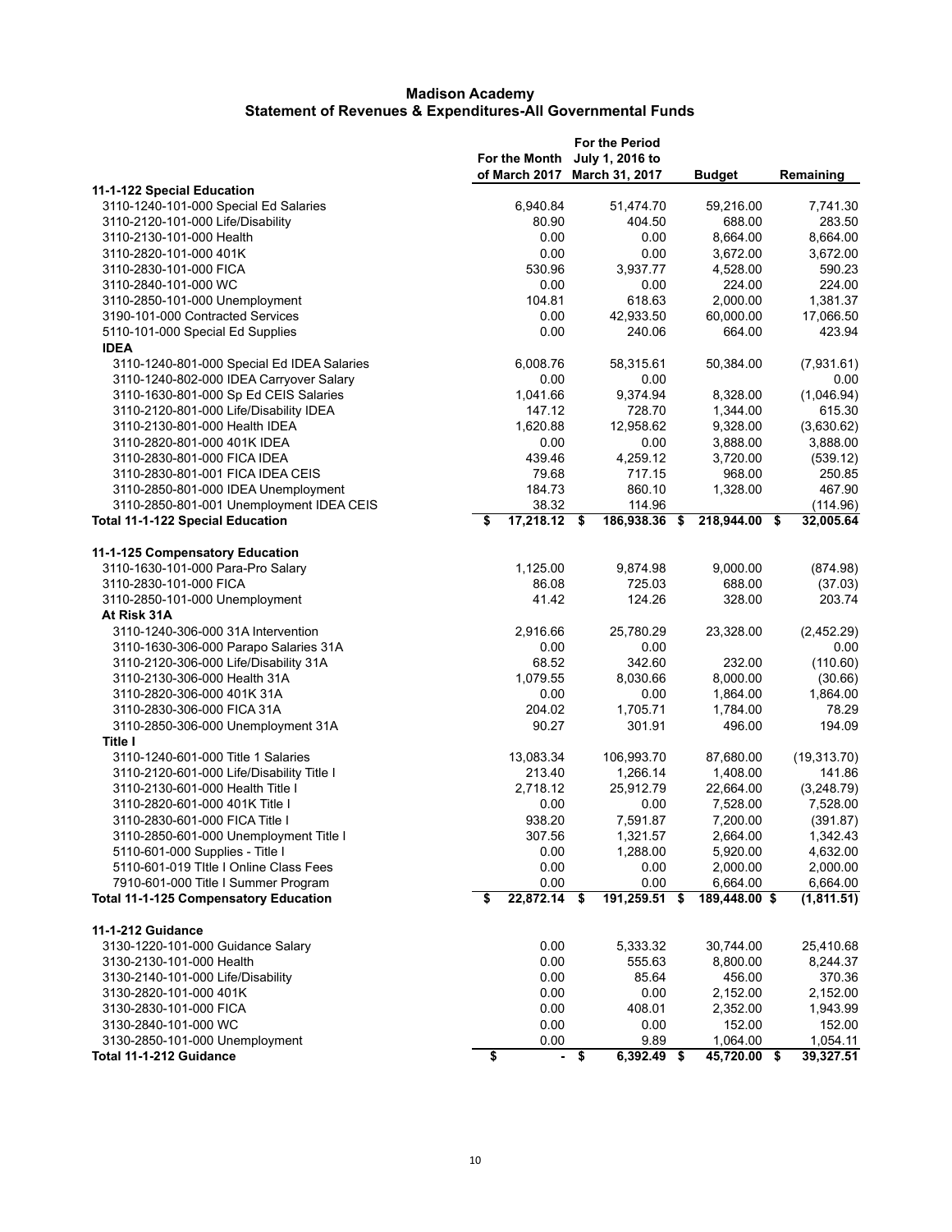# Madison Academy
## Statement of Revenues & Expenditures-All Governmental Funds

| | For the Month of March 2017 | For the Period July 1, 2016 to March 31, 2017 | Budget | Remaining |
|---|---|---|---|---|
| **11-1-122 Special Education** | | | | |
| 3110-1240-101-000 Special Ed Salaries | 6,940.84 | 51,474.70 | 59,216.00 | 7,741.30 |
| 3110-2120-101-000 Life/Disability | 80.90 | 404.50 | 688.00 | 283.50 |
| 3110-2130-101-000 Health | 0.00 | 0.00 | 8,664.00 | 8,664.00 |
| 3110-2820-101-000 401K | 0.00 | 0.00 | 3,672.00 | 3,672.00 |
| 3110-2830-101-000 FICA | 530.96 | 3,937.77 | 4,528.00 | 590.23 |
| 3110-2840-101-000 WC | 0.00 | 0.00 | 224.00 | 224.00 |
| 3110-2850-101-000 Unemployment | 104.81 | 618.63 | 2,000.00 | 1,381.37 |
| 3190-101-000 Contracted Services | 0.00 | 42,933.50 | 60,000.00 | 17,066.50 |
| 5110-101-000 Special Ed Supplies | 0.00 | 240.06 | 664.00 | 423.94 |
| **IDEA** | | | | |
| 3110-1240-801-000 Special Ed IDEA Salaries | 6,008.76 | 58,315.61 | 50,384.00 | (7,931.61) |
| 3110-1240-802-000 IDEA Carryover Salary | 0.00 | 0.00 | | 0.00 |
| 3110-1630-801-000 Sp Ed CEIS Salaries | 1,041.66 | 9,374.94 | 8,328.00 | (1,046.94) |
| 3110-2120-801-000 Life/Disability IDEA | 147.12 | 728.70 | 1,344.00 | 615.30 |
| 3110-2130-801-000 Health IDEA | 1,620.88 | 12,958.62 | 9,328.00 | (3,630.62) |
| 3110-2820-801-000 401K IDEA | 0.00 | 0.00 | 3,888.00 | 3,888.00 |
| 3110-2830-801-000 FICA IDEA | 439.46 | 4,259.12 | 3,720.00 | (539.12) |
| 3110-2830-801-001 FICA IDEA CEIS | 79.68 | 717.15 | 968.00 | 250.85 |
| 3110-2850-801-000 IDEA Unemployment | 184.73 | 860.10 | 1,328.00 | 467.90 |
| 3110-2850-801-001 Unemployment IDEA CEIS | 38.32 | 114.96 | | (114.96) |
| **Total 11-1-122 Special Education** | **$ 17,218.12** | **$ 186,938.36** | **$ 218,944.00** | **$ 32,005.64** |
| | | | | |
| **11-1-125 Compensatory Education** | | | | |
| 3110-1630-101-000 Para-Pro Salary | 1,125.00 | 9,874.98 | 9,000.00 | (874.98) |
| 3110-2830-101-000 FICA | 86.08 | 725.03 | 688.00 | (37.03) |
| 3110-2850-101-000 Unemployment | 41.42 | 124.26 | 328.00 | 203.74 |
| **At Risk 31A** | | | | |
| 3110-1240-306-000 31A Intervention | 2,916.66 | 25,780.29 | 23,328.00 | (2,452.29) |
| 3110-1630-306-000 Parapo Salaries 31A | 0.00 | 0.00 | | 0.00 |
| 3110-2120-306-000 Life/Disability 31A | 68.52 | 342.60 | 232.00 | (110.60) |
| 3110-2130-306-000 Health 31A | 1,079.55 | 8,030.66 | 8,000.00 | (30.66) |
| 3110-2820-306-000 401K 31A | 0.00 | 0.00 | 1,864.00 | 1,864.00 |
| 3110-2830-306-000 FICA 31A | 204.02 | 1,705.71 | 1,784.00 | 78.29 |
| 3110-2850-306-000 Unemployment 31A | 90.27 | 301.91 | 496.00 | 194.09 |
| **Title I** | | | | |
| 3110-1240-601-000 Title 1 Salaries | 13,083.34 | 106,993.70 | 87,680.00 | (19,313.70) |
| 3110-2120-601-000 Life/Disability Title I | 213.40 | 1,266.14 | 1,408.00 | 141.86 |
| 3110-2130-601-000 Health Title I | 2,718.12 | 25,912.79 | 22,664.00 | (3,248.79) |
| 3110-2820-601-000 401K Title I | 0.00 | 0.00 | 7,528.00 | 7,528.00 |
| 3110-2830-601-000 FICA Title I | 938.20 | 7,591.87 | 7,200.00 | (391.87) |
| 3110-2850-601-000 Unemployment Title I | 307.56 | 1,321.57 | 2,664.00 | 1,342.43 |
| 5110-601-000 Supplies - Title I | 0.00 | 1,288.00 | 5,920.00 | 4,632.00 |
| 5110-601-019 TItle I Online Class Fees | 0.00 | 0.00 | 2,000.00 | 2,000.00 |
| 7910-601-000 Title I Summer Program | 0.00 | 0.00 | 6,664.00 | 6,664.00 |
| **Total 11-1-125 Compensatory Education** | **$ 22,872.14** | **$ 191,259.51** | **$ 189,448.00** | **$ (1,811.51)** |
| | | | | |
| **11-1-212 Guidance** | | | | |
| 3130-1220-101-000 Guidance Salary | 0.00 | 5,333.32 | 30,744.00 | 25,410.68 |
| 3130-2130-101-000 Health | 0.00 | 555.63 | 8,800.00 | 8,244.37 |
| 3130-2140-101-000 Life/Disability | 0.00 | 85.64 | 456.00 | 370.36 |
| 3130-2820-101-000 401K | 0.00 | 0.00 | 2,152.00 | 2,152.00 |
| 3130-2830-101-000 FICA | 0.00 | 408.01 | 2,352.00 | 1,943.99 |
| 3130-2840-101-000 WC | 0.00 | 0.00 | 152.00 | 152.00 |
| 3130-2850-101-000 Unemployment | 0.00 | 9.89 | 1,064.00 | 1,054.11 |
| **Total 11-1-212 Guidance** | **$ -** | **$ 6,392.49** | **$ 45,720.00** | **$ 39,327.51** |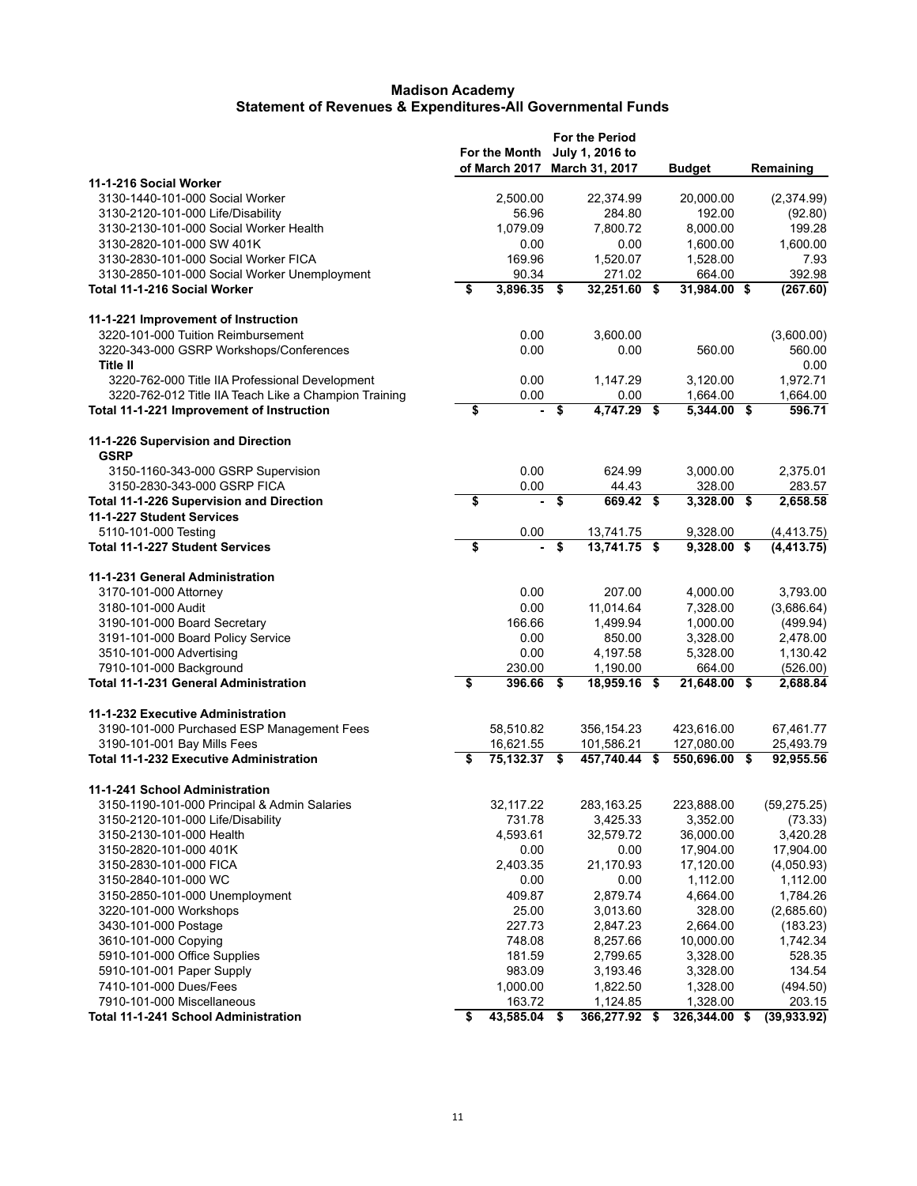# Madison Academy
## Statement of Revenues & Expenditures-All Governmental Funds

| | For the Month of March 2017 | For the Period July 1, 2016 to March 31, 2017 | Budget | Remaining |
|---|---|---|---|---|
| **11-1-216 Social Worker** | | | | |
| 3130-1440-101-000 Social Worker | 2,500.00 | 22,374.99 | 20,000.00 | (2,374.99) |
| 3130-2120-101-000 Life/Disability | 56.96 | 284.80 | 192.00 | (92.80) |
| 3130-2130-101-000 Social Worker Health | 1,079.09 | 7,800.72 | 8,000.00 | 199.28 |
| 3130-2820-101-000 SW 401K | 0.00 | 0.00 | 1,600.00 | 1,600.00 |
| 3130-2830-101-000 Social Worker FICA | 169.96 | 1,520.07 | 1,528.00 | 7.93 |
| 3130-2850-101-000 Social Worker Unemployment | 90.34 | 271.02 | 664.00 | 392.98 |
| **Total 11-1-216 Social Worker** | **$ 3,896.35** | **$ 32,251.60** | **$ 31,984.00** | **$ (267.60)** |
| **11-1-221 Improvement of Instruction** | | | | |
| 3220-101-000 Tuition Reimbursement | 0.00 | 3,600.00 | | (3,600.00) |
| 3220-343-000 GSRP Workshops/Conferences | 0.00 | 0.00 | 560.00 | 560.00 |
| **Title II** | | | | 0.00 |
| 3220-762-000 Title IIA Professional Development | 0.00 | 1,147.29 | 3,120.00 | 1,972.71 |
| 3220-762-012 Title IIA Teach Like a Champion Training | 0.00 | 0.00 | 1,664.00 | 1,664.00 |
| **Total 11-1-221 Improvement of Instruction** | **$ -** | **$ 4,747.29** | **$ 5,344.00** | **$ 596.71** |
| **11-1-226 Supervision and Direction** | | | | |
| **GSRP** | | | | |
| 3150-1160-343-000 GSRP Supervision | 0.00 | 624.99 | 3,000.00 | 2,375.01 |
| 3150-2830-343-000 GSRP FICA | 0.00 | 44.43 | 328.00 | 283.57 |
| **Total 11-1-226 Supervision and Direction** | **$ -** | **$ 669.42** | **$ 3,328.00** | **$ 2,658.58** |
| **11-1-227 Student Services** | | | | |
| 5110-101-000 Testing | 0.00 | 13,741.75 | 9,328.00 | (4,413.75) |
| **Total 11-1-227 Student Services** | **$ -** | **$ 13,741.75** | **$ 9,328.00** | **$ (4,413.75)** |
| **11-1-231 General Administration** | | | | |
| 3170-101-000 Attorney | 0.00 | 207.00 | 4,000.00 | 3,793.00 |
| 3180-101-000 Audit | 0.00 | 11,014.64 | 7,328.00 | (3,686.64) |
| 3190-101-000 Board Secretary | 166.66 | 1,499.94 | 1,000.00 | (499.94) |
| 3191-101-000 Board Policy Service | 0.00 | 850.00 | 3,328.00 | 2,478.00 |
| 3510-101-000 Advertising | 0.00 | 4,197.58 | 5,328.00 | 1,130.42 |
| 7910-101-000 Background | 230.00 | 1,190.00 | 664.00 | (526.00) |
| **Total 11-1-231 General Administration** | **$ 396.66** | **$ 18,959.16** | **$ 21,648.00** | **$ 2,688.84** |
| **11-1-232 Executive Administration** | | | | |
| 3190-101-000 Purchased ESP Management Fees | 58,510.82 | 356,154.23 | 423,616.00 | 67,461.77 |
| 3190-101-001 Bay Mills Fees | 16,621.55 | 101,586.21 | 127,080.00 | 25,493.79 |
| **Total 11-1-232 Executive Administration** | **$ 75,132.37** | **$ 457,740.44** | **$ 550,696.00** | **$ 92,955.56** |
| **11-1-241 School Administration** | | | | |
| 3150-1190-101-000 Principal & Admin Salaries | 32,117.22 | 283,163.25 | 223,888.00 | (59,275.25) |
| 3150-2120-101-000 Life/Disability | 731.78 | 3,425.33 | 3,352.00 | (73.33) |
| 3150-2130-101-000 Health | 4,593.61 | 32,579.72 | 36,000.00 | 3,420.28 |
| 3150-2820-101-000 401K | 0.00 | 0.00 | 17,904.00 | 17,904.00 |
| 3150-2830-101-000 FICA | 2,403.35 | 21,170.93 | 17,120.00 | (4,050.93) |
| 3150-2840-101-000 WC | 0.00 | 0.00 | 1,112.00 | 1,112.00 |
| 3150-2850-101-000 Unemployment | 409.87 | 2,879.74 | 4,664.00 | 1,784.26 |
| 3220-101-000 Workshops | 25.00 | 3,013.60 | 328.00 | (2,685.60) |
| 3430-101-000 Postage | 227.73 | 2,847.23 | 2,664.00 | (183.23) |
| 3610-101-000 Copying | 748.08 | 8,257.66 | 10,000.00 | 1,742.34 |
| 5910-101-000 Office Supplies | 181.59 | 2,799.65 | 3,328.00 | 528.35 |
| 5910-101-001 Paper Supply | 983.09 | 3,193.46 | 3,328.00 | 134.54 |
| 7410-101-000 Dues/Fees | 1,000.00 | 1,822.50 | 1,328.00 | (494.50) |
| 7910-101-000 Miscellaneous | 163.72 | 1,124.85 | 1,328.00 | 203.15 |
| **Total 11-1-241 School Administration** | **$ 43,585.04** | **$ 366,277.92** | **$ 326,344.00** | **$ (39,933.92)** |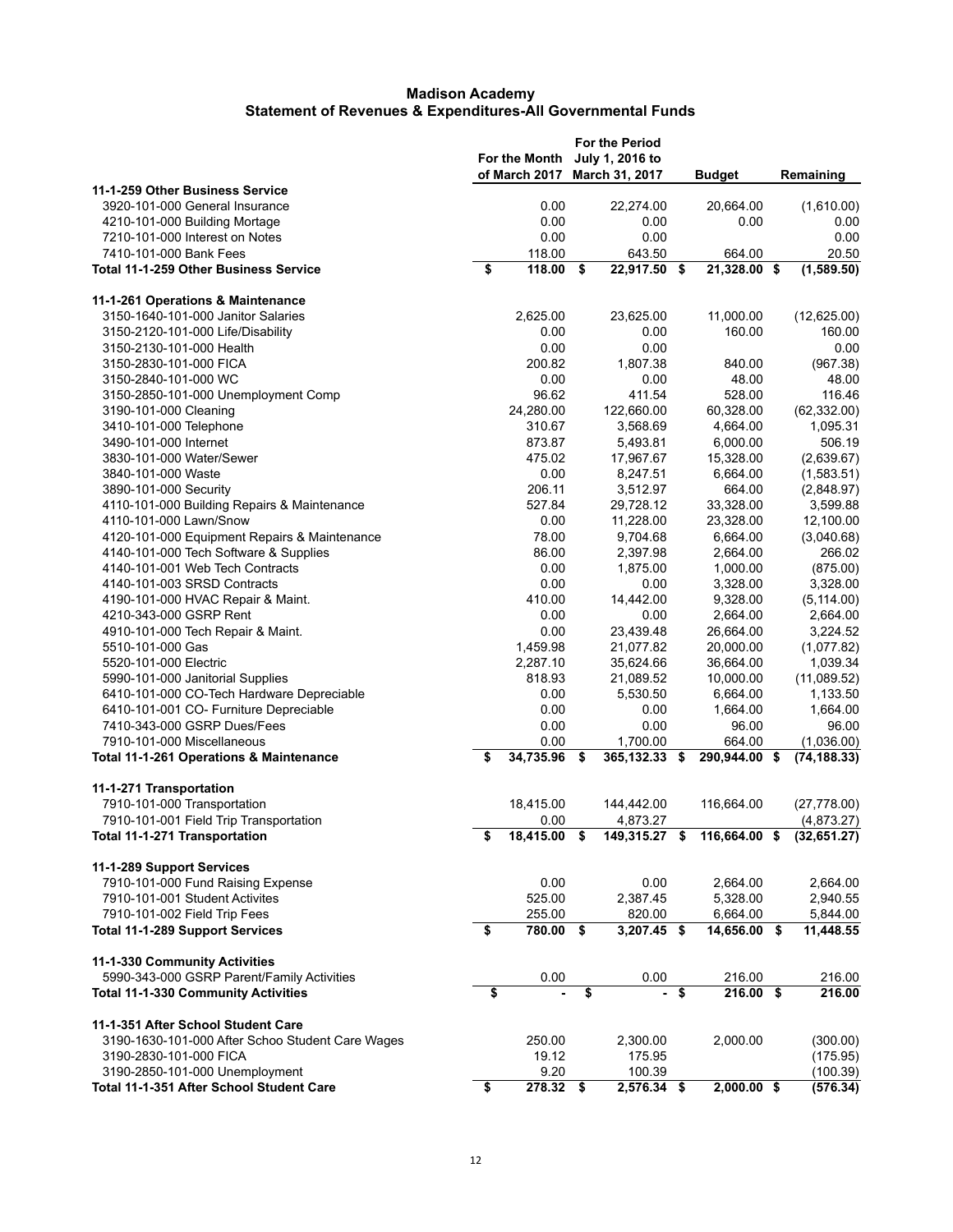# Madison Academy
## Statement of Revenues & Expenditures-All Governmental Funds

| | For the Month of March 2017 | For the Period July 1, 2016 to March 31, 2017 | Budget | Remaining |
|---|---|---|---|---|
| **11-1-259 Other Business Service** | | | | |
| 3920-101-000 General Insurance | 0.00 | 22,274.00 | 20,664.00 | (1,610.00) |
| 4210-101-000 Building Mortage | 0.00 | 0.00 | 0.00 | 0.00 |
| 7210-101-000 Interest on Notes | 0.00 | 0.00 | | 0.00 |
| 7410-101-000 Bank Fees | 118.00 | 643.50 | 664.00 | 20.50 |
| **Total 11-1-259 Other Business Service** | **$ 118.00** | **$ 22,917.50** | **$ 21,328.00** | **$ (1,589.50)** |
| | | | | |
| **11-1-261 Operations & Maintenance** | | | | |
| 3150-1640-101-000 Janitor Salaries | 2,625.00 | 23,625.00 | 11,000.00 | (12,625.00) |
| 3150-2120-101-000 Life/Disability | 0.00 | 0.00 | 160.00 | 160.00 |
| 3150-2130-101-000 Health | 0.00 | 0.00 | | 0.00 |
| 3150-2830-101-000 FICA | 200.82 | 1,807.38 | 840.00 | (967.38) |
| 3150-2840-101-000 WC | 0.00 | 0.00 | 48.00 | 48.00 |
| 3150-2850-101-000 Unemployment Comp | 96.62 | 411.54 | 528.00 | 116.46 |
| 3190-101-000 Cleaning | 24,280.00 | 122,660.00 | 60,328.00 | (62,332.00) |
| 3410-101-000 Telephone | 310.67 | 3,568.69 | 4,664.00 | 1,095.31 |
| 3490-101-000 Internet | 873.87 | 5,493.81 | 6,000.00 | 506.19 |
| 3830-101-000 Water/Sewer | 475.02 | 17,967.67 | 15,328.00 | (2,639.67) |
| 3840-101-000 Waste | 0.00 | 8,247.51 | 6,664.00 | (1,583.51) |
| 3890-101-000 Security | 206.11 | 3,512.97 | 664.00 | (2,848.97) |
| 4110-101-000 Building Repairs & Maintenance | 527.84 | 29,728.12 | 33,328.00 | 3,599.88 |
| 4110-101-000 Lawn/Snow | 0.00 | 11,228.00 | 23,328.00 | 12,100.00 |
| 4120-101-000 Equipment Repairs & Maintenance | 78.00 | 9,704.68 | 6,664.00 | (3,040.68) |
| 4140-101-000 Tech Software & Supplies | 86.00 | 2,397.98 | 2,664.00 | 266.02 |
| 4140-101-001 Web Tech Contracts | 0.00 | 1,875.00 | 1,000.00 | (875.00) |
| 4140-101-003 SRSD Contracts | 0.00 | 0.00 | 3,328.00 | 3,328.00 |
| 4190-101-000 HVAC Repair & Maint. | 410.00 | 14,442.00 | 9,328.00 | (5,114.00) |
| 4210-343-000 GSRP Rent | 0.00 | 0.00 | 2,664.00 | 2,664.00 |
| 4910-101-000 Tech Repair & Maint. | 0.00 | 23,439.48 | 26,664.00 | 3,224.52 |
| 5510-101-000 Gas | 1,459.98 | 21,077.82 | 20,000.00 | (1,077.82) |
| 5520-101-000 Electric | 2,287.10 | 35,624.66 | 36,664.00 | 1,039.34 |
| 5990-101-000 Janitorial Supplies | 818.93 | 21,089.52 | 10,000.00 | (11,089.52) |
| 6410-101-000 CO-Tech Hardware Depreciable | 0.00 | 5,530.50 | 6,664.00 | 1,133.50 |
| 6410-101-001 CO- Furniture Depreciable | 0.00 | 0.00 | 1,664.00 | 1,664.00 |
| 7410-343-000 GSRP Dues/Fees | 0.00 | 0.00 | 96.00 | 96.00 |
| 7910-101-000 Miscellaneous | 0.00 | 1,700.00 | 664.00 | (1,036.00) |
| **Total 11-1-261 Operations & Maintenance** | **$ 34,735.96** | **$ 365,132.33** | **$ 290,944.00** | **$ (74,188.33)** |
| | | | | |
| **11-1-271 Transportation** | | | | |
| 7910-101-000 Transportation | 18,415.00 | 144,442.00 | 116,664.00 | (27,778.00) |
| 7910-101-001 Field Trip Transportation | 0.00 | 4,873.27 | | (4,873.27) |
| **Total 11-1-271 Transportation** | **$ 18,415.00** | **$ 149,315.27** | **$ 116,664.00** | **$ (32,651.27)** |
| | | | | |
| **11-1-289 Support Services** | | | | |
| 7910-101-000 Fund Raising Expense | 0.00 | 0.00 | 2,664.00 | 2,664.00 |
| 7910-101-001 Student Activites | 525.00 | 2,387.45 | 5,328.00 | 2,940.55 |
| 7910-101-002 Field Trip Fees | 255.00 | 820.00 | 6,664.00 | 5,844.00 |
| **Total 11-1-289 Support Services** | **$ 780.00** | **$ 3,207.45** | **$ 14,656.00** | **$ 11,448.55** |
| | | | | |
| **11-1-330 Community Activities** | | | | |
| 5990-343-000 GSRP Parent/Family Activities | 0.00 | 0.00 | 216.00 | 216.00 |
| **Total 11-1-330 Community Activities** | **$ -** | **$ -** | **$ 216.00** | **$ 216.00** |
| | | | | |
| **11-1-351 After School Student Care** | | | | |
| 3190-1630-101-000 After Schoo Student Care Wages | 250.00 | 2,300.00 | 2,000.00 | (300.00) |
| 3190-2830-101-000 FICA | 19.12 | 175.95 | | (175.95) |
| 3190-2850-101-000 Unemployment | 9.20 | 100.39 | | (100.39) |
| **Total 11-1-351 After School Student Care** | **$ 278.32** | **$ 2,576.34** | **$ 2,000.00** | **$ (576.34)** |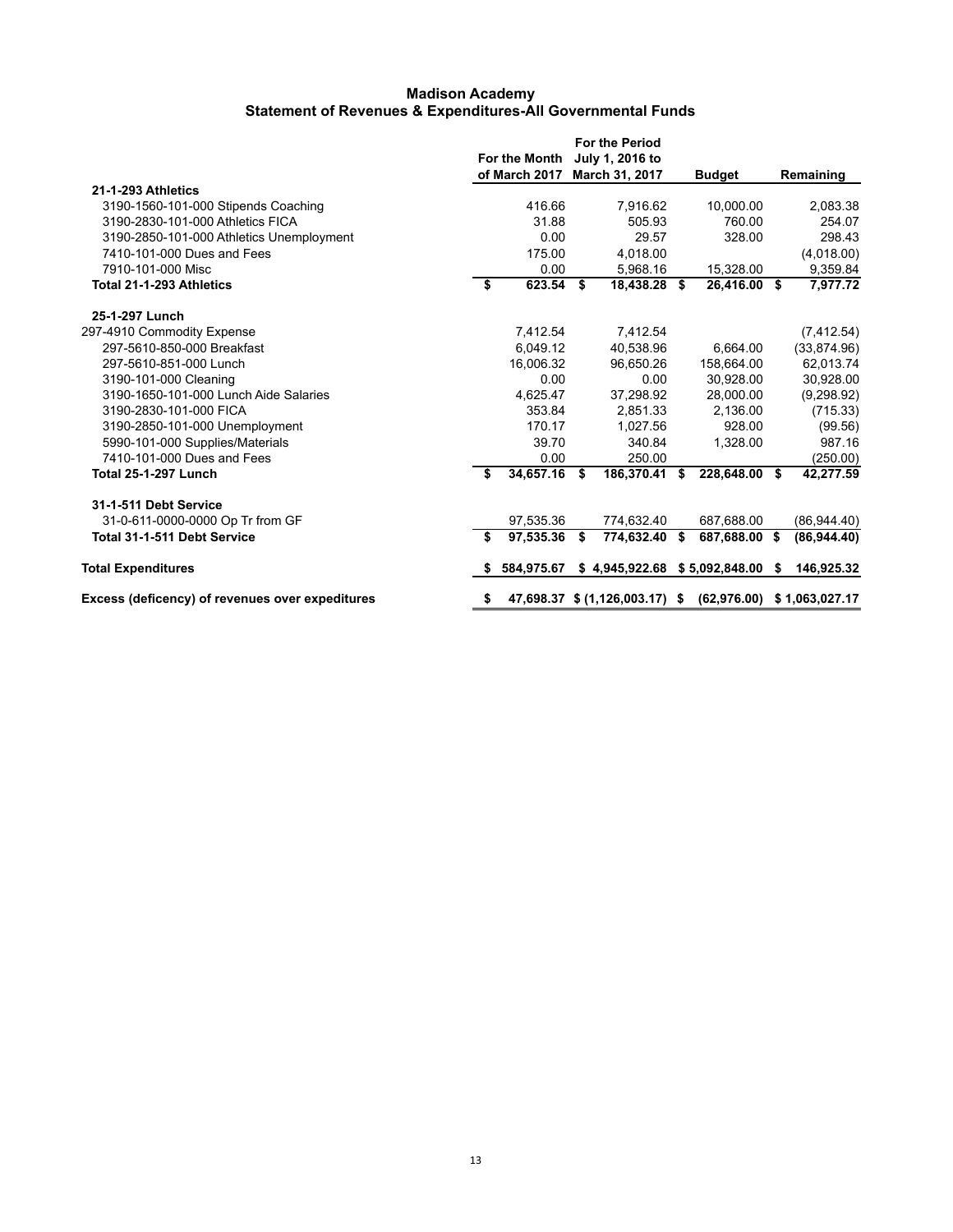# Madison Academy
## Statement of Revenues & Expenditures-All Governmental Funds

| | For the Month of March 2017 | For the Period July 1, 2016 to March 31, 2017 | Budget | Remaining |
|---|---|---|---|---|
| **21-1-293 Athletics** | | | | |
| 3190-1560-101-000 Stipends Coaching | 416.66 | 7,916.62 | 10,000.00 | 2,083.38 |
| 3190-2830-101-000 Athletics FICA | 31.88 | 505.93 | 760.00 | 254.07 |
| 3190-2850-101-000 Athletics Unemployment | 0.00 | 29.57 | 328.00 | 298.43 |
| 7410-101-000 Dues and Fees | 175.00 | 4,018.00 | | (4,018.00) |
| 7910-101-000 Misc | 0.00 | 5,968.16 | 15,328.00 | 9,359.84 |
| **Total 21-1-293 Athletics** | **$ 623.54** | **$ 18,438.28** | **$ 26,416.00** | **$ 7,977.72** |
| **25-1-297 Lunch** | | | | |
| 297-4910 Commodity Expense | 7,412.54 | 7,412.54 | | (7,412.54) |
| 297-5610-850-000 Breakfast | 6,049.12 | 40,538.96 | 6,664.00 | (33,874.96) |
| 297-5610-851-000 Lunch | 16,006.32 | 96,650.26 | 158,664.00 | 62,013.74 |
| 3190-101-000 Cleaning | 0.00 | 0.00 | 30,928.00 | 30,928.00 |
| 3190-1650-101-000 Lunch Aide Salaries | 4,625.47 | 37,298.92 | 28,000.00 | (9,298.92) |
| 3190-2830-101-000 FICA | 353.84 | 2,851.33 | 2,136.00 | (715.33) |
| 3190-2850-101-000 Unemployment | 170.17 | 1,027.56 | 928.00 | (99.56) |
| 5990-101-000 Supplies/Materials | 39.70 | 340.84 | 1,328.00 | 987.16 |
| 7410-101-000 Dues and Fees | 0.00 | 250.00 | | (250.00) |
| **Total 25-1-297 Lunch** | **$ 34,657.16** | **$ 186,370.41** | **$ 228,648.00** | **$ 42,277.59** |
| **31-1-511 Debt Service** | | | | |
| 31-0-611-0000-0000 Op Tr from GF | 97,535.36 | 774,632.40 | 687,688.00 | (86,944.40) |
| **Total 31-1-511 Debt Service** | **$ 97,535.36** | **$ 774,632.40** | **$ 687,688.00** | **$ (86,944.40)** |
| **Total Expenditures** | **$ 584,975.67** | **$ 4,945,922.68** | **$ 5,092,848.00** | **$ 146,925.32** |
| **Excess (deficency) of revenues over expeditures** | **$ 47,698.37** | **$ (1,126,003.17)** | **$ (62,976.00)** | **$ 1,063,027.17** |